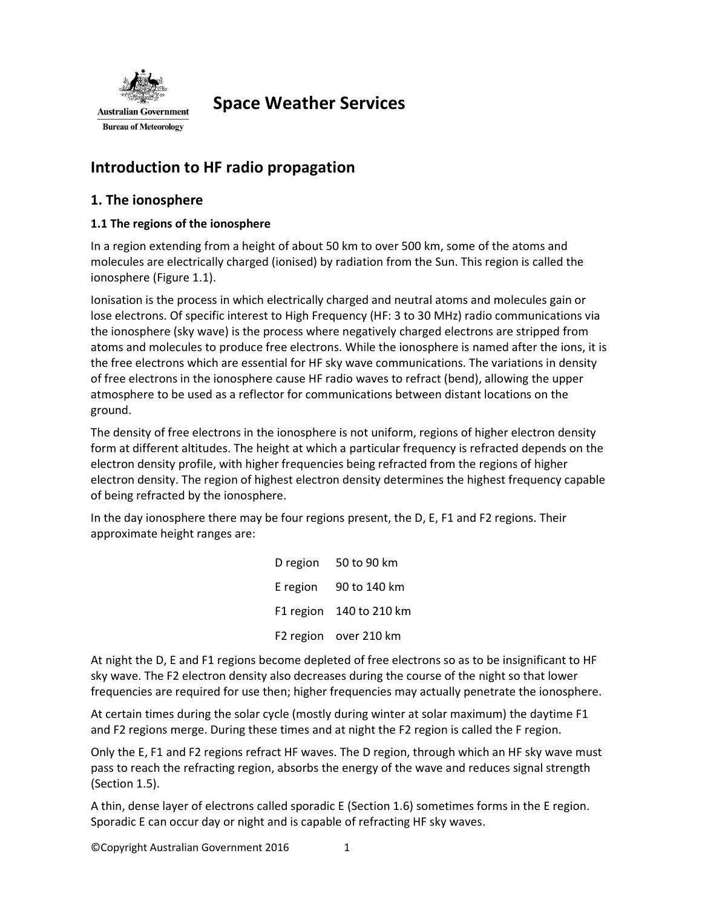Australian Government

Bureau of Meteorology

# Space Weather Services

## Introduction to HF radio propagation

## 1. The ionosphere

### 1.1 The regions of the ionosphere

In a region extending from a height of about 50 km to over 500 km, some of the atoms and molecules are electrically charged (ionised) by radiation from the Sun. This region is called the ionosphere (Figure 1.1).

Ionisation is the process in which electrically charged and neutral atoms and molecules gain or lose electrons. Of specific interest to High Frequency (HF: 3 to 30 MHz) radio communications via the ionosphere (sky wave) is the process where negatively charged electrons are stripped from atoms and molecules to produce free electrons. While the ionosphere is named after the ions, it is the free electrons which are essential for HF sky wave communications. The variations in density of free electrons in the ionosphere cause HF radio waves to refract (bend), allowing the upper atmosphere to be used as a reflector for communications between distant locations on the ground.

The density of free electrons in the ionosphere is not uniform, regions of higher electron density form at different altitudes. The height at which a particular frequency is refracted depends on the electron density profile, with higher frequencies being refracted from the regions of higher electron density. The region of highest electron density determines the highest frequency capable of being refracted by the ionosphere.

In the day ionosphere there may be four regions present, the D, E, F1 and F2 regions. Their approximate height ranges are:

| | |
|---|---|
| D region | 50 to 90 km |
| E region | 90 to 140 km |
| F1 region | 140 to 210 km |
| F2 region | over 210 km |

At night the D, E and F1 regions become depleted of free electrons so as to be insignificant to HF sky wave. The F2 electron density also decreases during the course of the night so that lower frequencies are required for use then; higher frequencies may actually penetrate the ionosphere.

At certain times during the solar cycle (mostly during winter at solar maximum) the daytime F1 and F2 regions merge. During these times and at night the F2 region is called the F region.

Only the E, F1 and F2 regions refract HF waves. The D region, through which an HF sky wave must pass to reach the refracting region, absorbs the energy of the wave and reduces signal strength (Section 1.5).

A thin, dense layer of electrons called sporadic E (Section 1.6) sometimes forms in the E region. Sporadic E can occur day or night and is capable of refracting HF sky waves.

©Copyright Australian Government 2016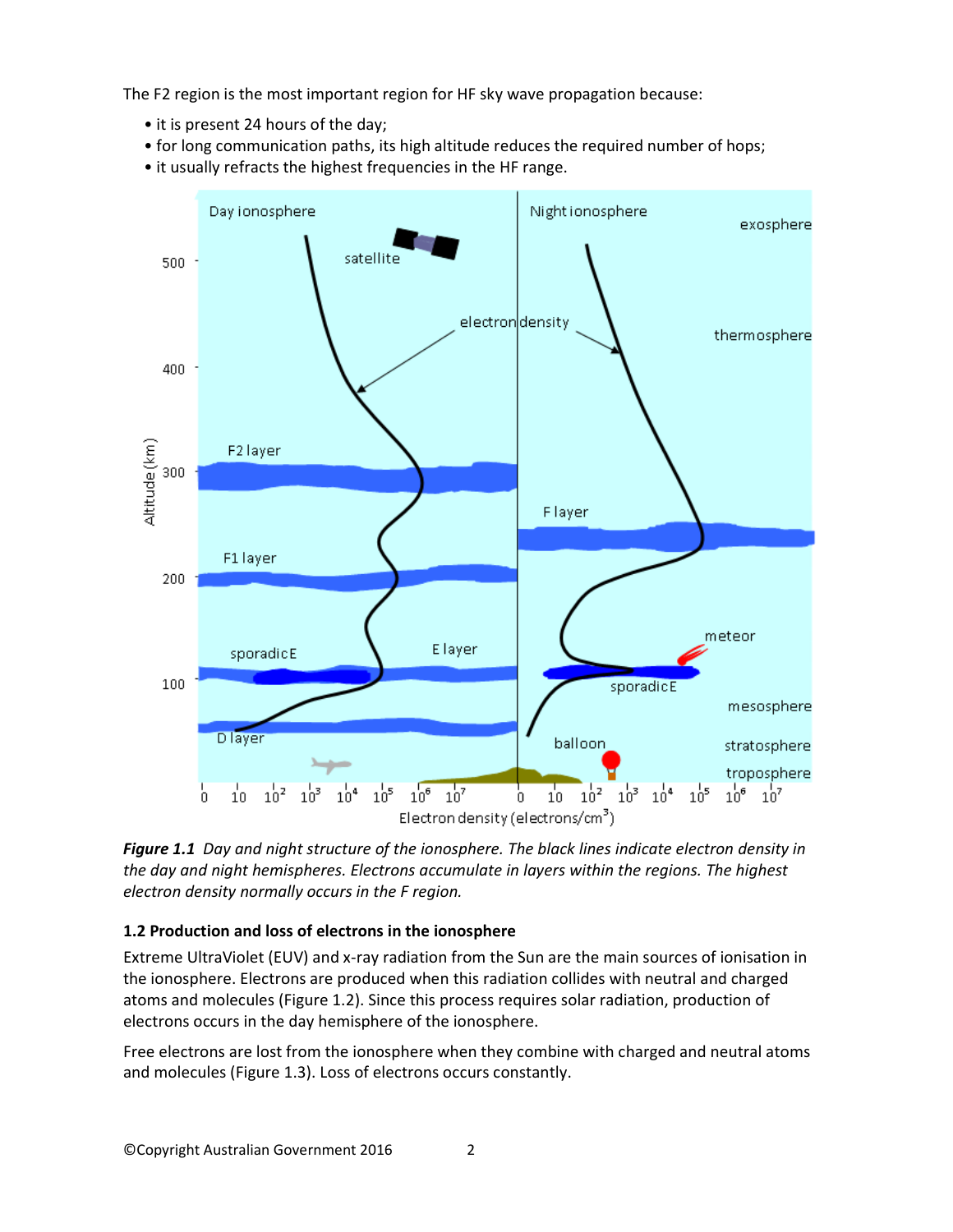The F2 region is the most important region for HF sky wave propagation because:

- it is present 24 hours of the day;
- for long communication paths, its high altitude reduces the required number of hops;
- it usually refracts the highest frequencies in the HF range.

***Figure 1.1*** *Day and night structure of the ionosphere. The black lines indicate electron density in the day and night hemispheres. Electrons accumulate in layers within the regions. The highest electron density normally occurs in the F region.*

### 1.2 Production and loss of electrons in the ionosphere

Extreme UltraViolet (EUV) and x-ray radiation from the Sun are the main sources of ionisation in the ionosphere. Electrons are produced when this radiation collides with neutral and charged atoms and molecules (Figure 1.2). Since this process requires solar radiation, production of electrons occurs in the day hemisphere of the ionosphere.

Free electrons are lost from the ionosphere when they combine with charged and neutral atoms and molecules (Figure 1.3). Loss of electrons occurs constantly.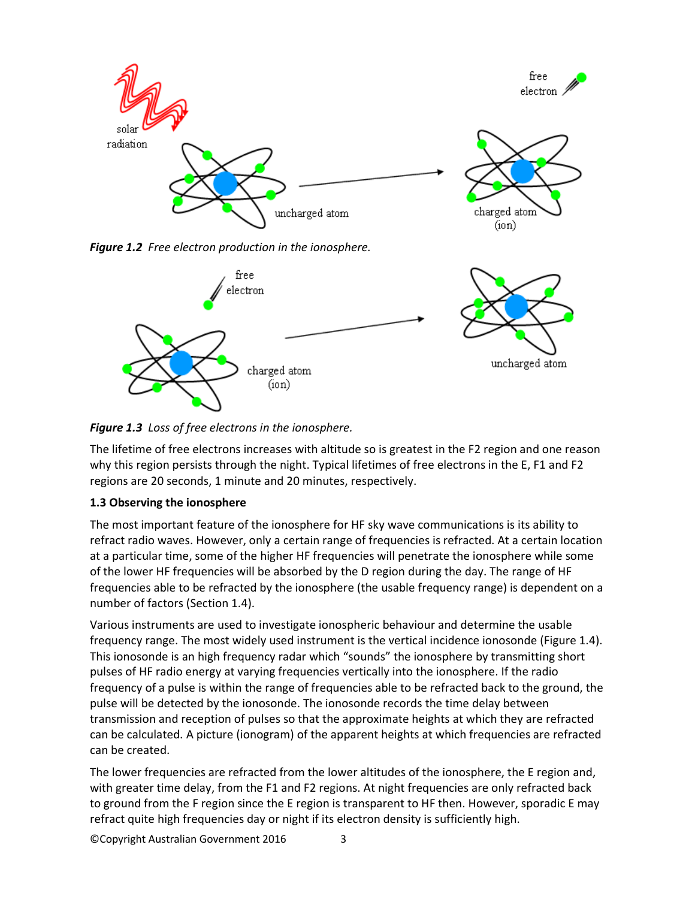*Figure 1.2 Free electron production in the ionosphere.*

*Figure 1.3 Loss of free electrons in the ionosphere.*

The lifetime of free electrons increases with altitude so is greatest in the F2 region and one reason why this region persists through the night. Typical lifetimes of free electrons in the E, F1 and F2 regions are 20 seconds, 1 minute and 20 minutes, respectively.

**1.3 Observing the ionosphere**

The most important feature of the ionosphere for HF sky wave communications is its ability to refract radio waves. However, only a certain range of frequencies is refracted. At a certain location at a particular time, some of the higher HF frequencies will penetrate the ionosphere while some of the lower HF frequencies will be absorbed by the D region during the day. The range of HF frequencies able to be refracted by the ionosphere (the usable frequency range) is dependent on a number of factors (Section 1.4).

Various instruments are used to investigate ionospheric behaviour and determine the usable frequency range. The most widely used instrument is the vertical incidence ionosonde (Figure 1.4). This ionosonde is an high frequency radar which "sounds" the ionosphere by transmitting short pulses of HF radio energy at varying frequencies vertically into the ionosphere. If the radio frequency of a pulse is within the range of frequencies able to be refracted back to the ground, the pulse will be detected by the ionosonde. The ionosonde records the time delay between transmission and reception of pulses so that the approximate heights at which they are refracted can be calculated. A picture (ionogram) of the apparent heights at which frequencies are refracted can be created.

The lower frequencies are refracted from the lower altitudes of the ionosphere, the E region and, with greater time delay, from the F1 and F2 regions. At night frequencies are only refracted back to ground from the F region since the E region is transparent to HF then. However, sporadic E may refract quite high frequencies day or night if its electron density is sufficiently high.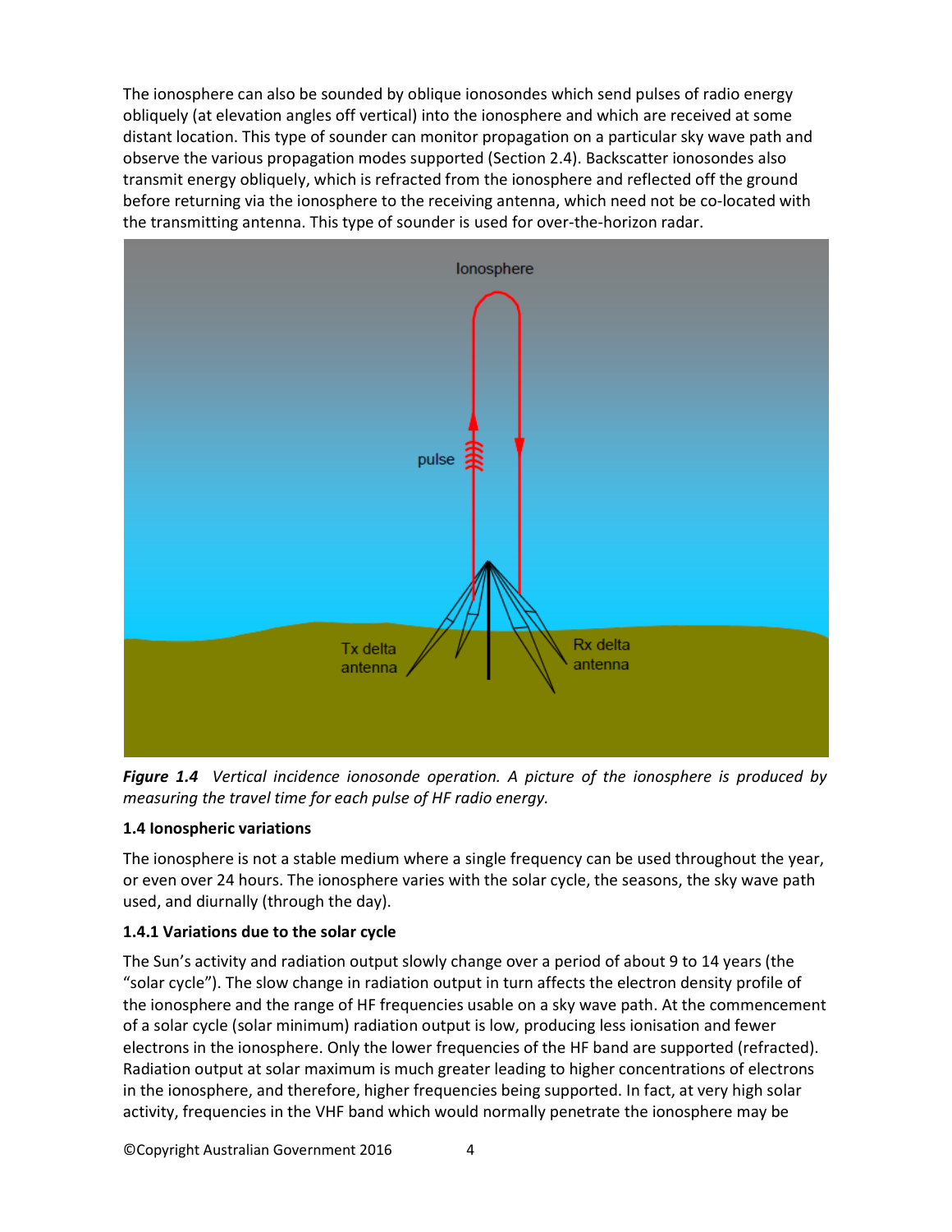The ionosphere can also be sounded by oblique ionosondes which send pulses of radio energy obliquely (at elevation angles off vertical) into the ionosphere and which are received at some distant location. This type of sounder can monitor propagation on a particular sky wave path and observe the various propagation modes supported (Section 2.4). Backscatter ionosondes also transmit energy obliquely, which is refracted from the ionosphere and reflected off the ground before returning via the ionosphere to the receiving antenna, which need not be co-located with the transmitting antenna. This type of sounder is used for over-the-horizon radar.

***Figure 1.4*** *Vertical incidence ionosonde operation. A picture of the ionosphere is produced by measuring the travel time for each pulse of HF radio energy.*

### 1.4 Ionospheric variations

The ionosphere is not a stable medium where a single frequency can be used throughout the year, or even over 24 hours. The ionosphere varies with the solar cycle, the seasons, the sky wave path used, and diurnally (through the day).

#### 1.4.1 Variations due to the solar cycle

The Sun's activity and radiation output slowly change over a period of about 9 to 14 years (the "solar cycle"). The slow change in radiation output in turn affects the electron density profile of the ionosphere and the range of HF frequencies usable on a sky wave path. At the commencement of a solar cycle (solar minimum) radiation output is low, producing less ionisation and fewer electrons in the ionosphere. Only the lower frequencies of the HF band are supported (refracted). Radiation output at solar maximum is much greater leading to higher concentrations of electrons in the ionosphere, and therefore, higher frequencies being supported. In fact, at very high solar activity, frequencies in the VHF band which would normally penetrate the ionosphere may be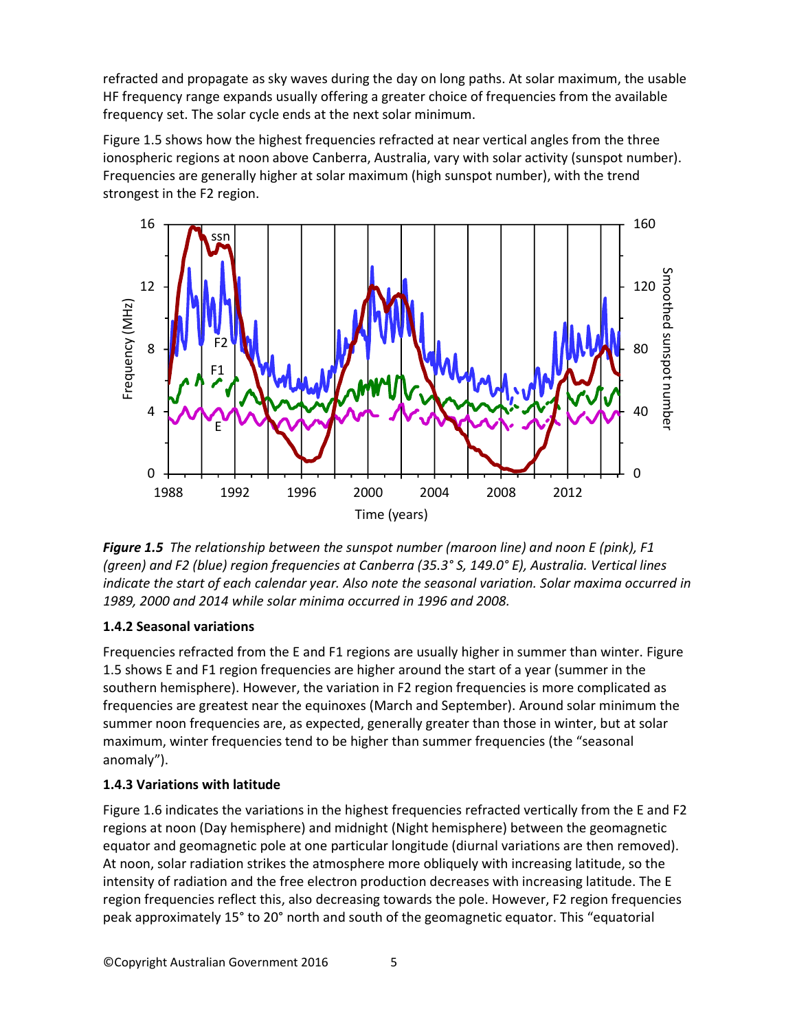refracted and propagate as sky waves during the day on long paths. At solar maximum, the usable HF frequency range expands usually offering a greater choice of frequencies from the available frequency set. The solar cycle ends at the next solar minimum.

Figure 1.5 shows how the highest frequencies refracted at near vertical angles from the three ionospheric regions at noon above Canberra, Australia, vary with solar activity (sunspot number). Frequencies are generally higher at solar maximum (high sunspot number), with the trend strongest in the F2 region.

***Figure 1.5*** *The relationship between the sunspot number (maroon line) and noon E (pink), F1 (green) and F2 (blue) region frequencies at Canberra (35.3° S, 149.0° E), Australia. Vertical lines indicate the start of each calendar year. Also note the seasonal variation. Solar maxima occurred in 1989, 2000 and 2014 while solar minima occurred in 1996 and 2008.*

### 1.4.2 Seasonal variations

Frequencies refracted from the E and F1 regions are usually higher in summer than winter. Figure 1.5 shows E and F1 region frequencies are higher around the start of a year (summer in the southern hemisphere). However, the variation in F2 region frequencies is more complicated as frequencies are greatest near the equinoxes (March and September). Around solar minimum the summer noon frequencies are, as expected, generally greater than those in winter, but at solar maximum, winter frequencies tend to be higher than summer frequencies (the "seasonal anomaly").

### 1.4.3 Variations with latitude

Figure 1.6 indicates the variations in the highest frequencies refracted vertically from the E and F2 regions at noon (Day hemisphere) and midnight (Night hemisphere) between the geomagnetic equator and geomagnetic pole at one particular longitude (diurnal variations are then removed). At noon, solar radiation strikes the atmosphere more obliquely with increasing latitude, so the intensity of radiation and the free electron production decreases with increasing latitude. The E region frequencies reflect this, also decreasing towards the pole. However, F2 region frequencies peak approximately 15° to 20° north and south of the geomagnetic equator. This "equatorial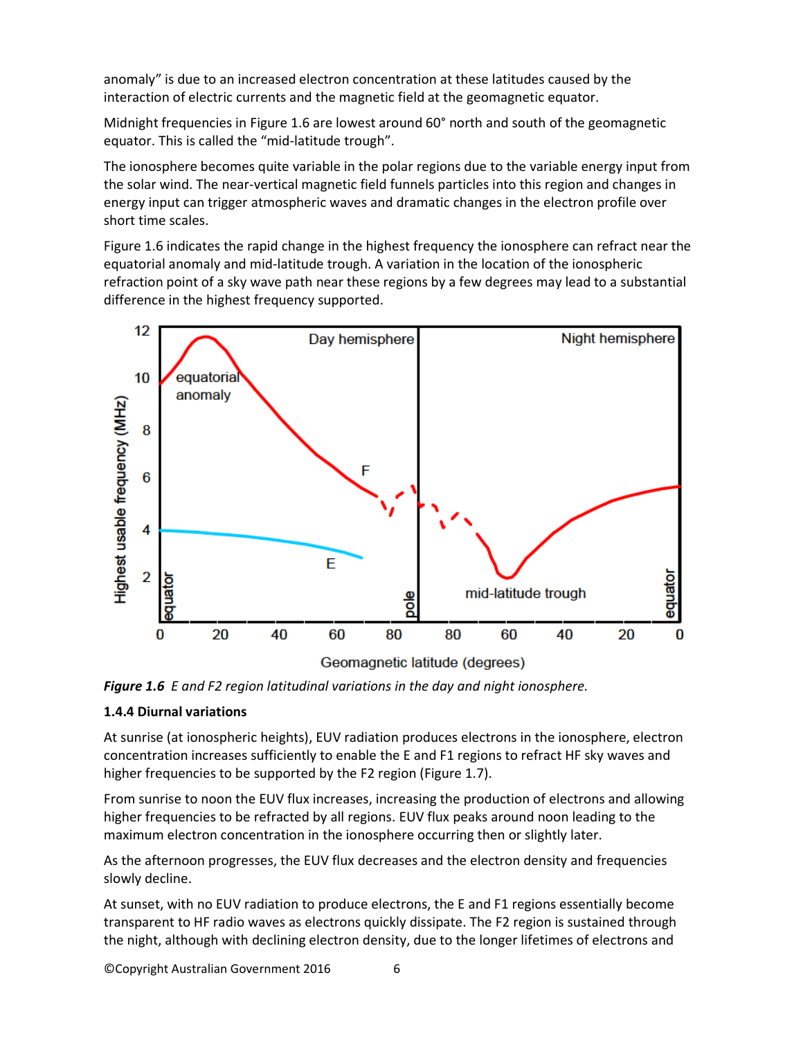anomaly" is due to an increased electron concentration at these latitudes caused by the interaction of electric currents and the magnetic field at the geomagnetic equator.

Midnight frequencies in Figure 1.6 are lowest around 60° north and south of the geomagnetic equator. This is called the "mid-latitude trough".

The ionosphere becomes quite variable in the polar regions due to the variable energy input from the solar wind. The near-vertical magnetic field funnels particles into this region and changes in energy input can trigger atmospheric waves and dramatic changes in the electron profile over short time scales.

Figure 1.6 indicates the rapid change in the highest frequency the ionosphere can refract near the equatorial anomaly and mid-latitude trough. A variation in the location of the ionospheric refraction point of a sky wave path near these regions by a few degrees may lead to a substantial difference in the highest frequency supported.

***Figure 1.6*** *E and F2 region latitudinal variations in the day and night ionosphere.*

### 1.4.4 Diurnal variations

At sunrise (at ionospheric heights), EUV radiation produces electrons in the ionosphere, electron concentration increases sufficiently to enable the E and F1 regions to refract HF sky waves and higher frequencies to be supported by the F2 region (Figure 1.7).

From sunrise to noon the EUV flux increases, increasing the production of electrons and allowing higher frequencies to be refracted by all regions. EUV flux peaks around noon leading to the maximum electron concentration in the ionosphere occurring then or slightly later.

As the afternoon progresses, the EUV flux decreases and the electron density and frequencies slowly decline.

At sunset, with no EUV radiation to produce electrons, the E and F1 regions essentially become transparent to HF radio waves as electrons quickly dissipate. The F2 region is sustained through the night, although with declining electron density, due to the longer lifetimes of electrons and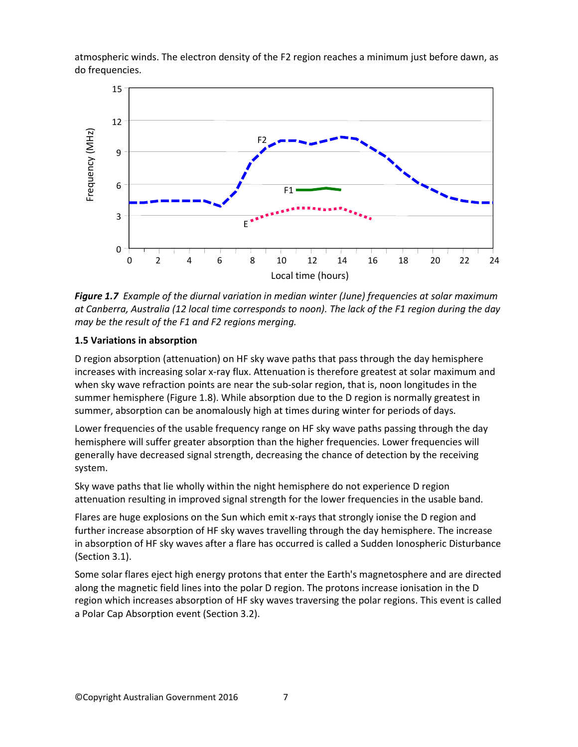atmospheric winds. The electron density of the F2 region reaches a minimum just before dawn, as do frequencies.

***Figure 1.7*** *Example of the diurnal variation in median winter (June) frequencies at solar maximum at Canberra, Australia (12 local time corresponds to noon). The lack of the F1 region during the day may be the result of the F1 and F2 regions merging.*

### 1.5 Variations in absorption

D region absorption (attenuation) on HF sky wave paths that pass through the day hemisphere increases with increasing solar x-ray flux. Attenuation is therefore greatest at solar maximum and when sky wave refraction points are near the sub-solar region, that is, noon longitudes in the summer hemisphere (Figure 1.8). While absorption due to the D region is normally greatest in summer, absorption can be anomalously high at times during winter for periods of days.

Lower frequencies of the usable frequency range on HF sky wave paths passing through the day hemisphere will suffer greater absorption than the higher frequencies. Lower frequencies will generally have decreased signal strength, decreasing the chance of detection by the receiving system.

Sky wave paths that lie wholly within the night hemisphere do not experience D region attenuation resulting in improved signal strength for the lower frequencies in the usable band.

Flares are huge explosions on the Sun which emit x-rays that strongly ionise the D region and further increase absorption of HF sky waves travelling through the day hemisphere. The increase in absorption of HF sky waves after a flare has occurred is called a Sudden Ionospheric Disturbance (Section 3.1).

Some solar flares eject high energy protons that enter the Earth's magnetosphere and are directed along the magnetic field lines into the polar D region. The protons increase ionisation in the D region which increases absorption of HF sky waves traversing the polar regions. This event is called a Polar Cap Absorption event (Section 3.2).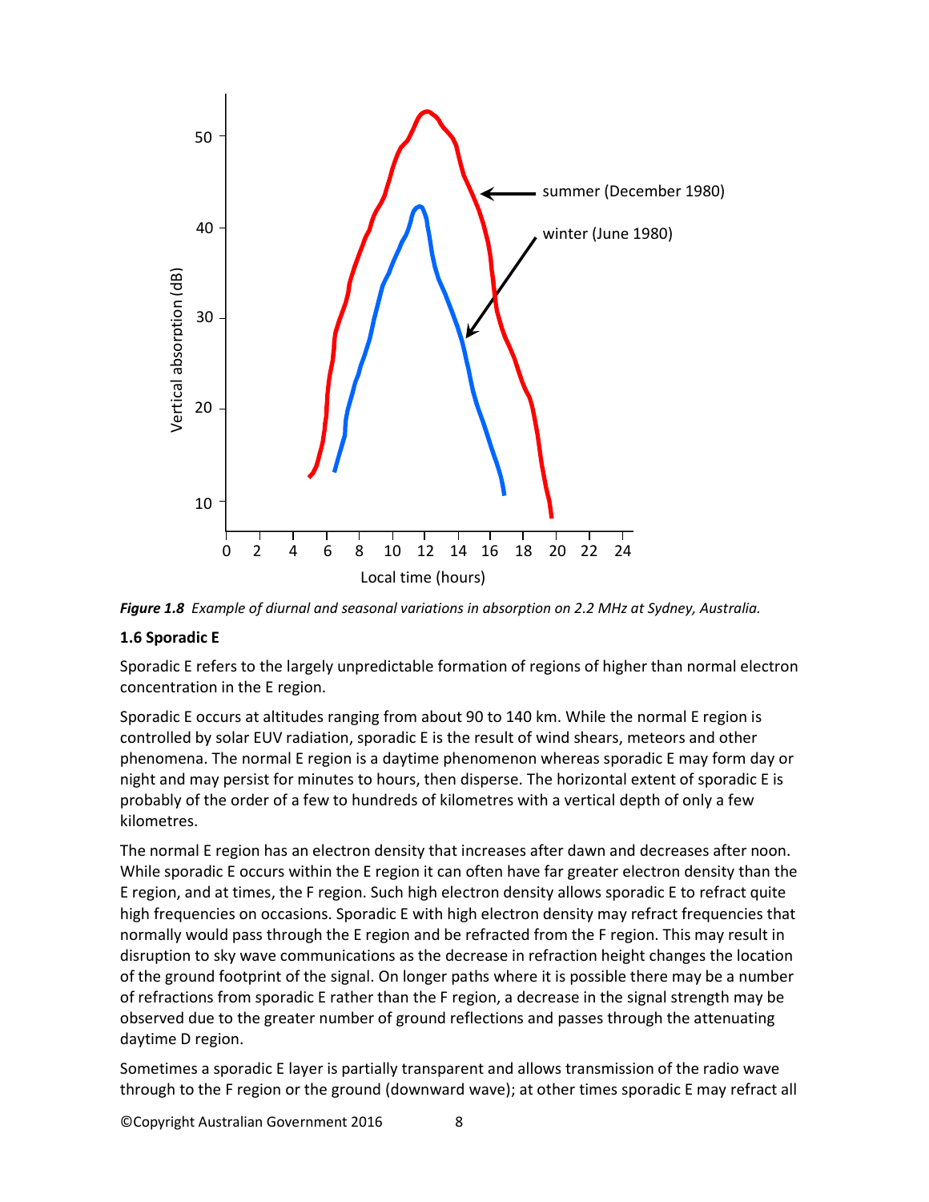*Figure 1.8 Example of diurnal and seasonal variations in absorption on 2.2 MHz at Sydney, Australia.*

### 1.6 Sporadic E

Sporadic E refers to the largely unpredictable formation of regions of higher than normal electron concentration in the E region.

Sporadic E occurs at altitudes ranging from about 90 to 140 km. While the normal E region is controlled by solar EUV radiation, sporadic E is the result of wind shears, meteors and other phenomena. The normal E region is a daytime phenomenon whereas sporadic E may form day or night and may persist for minutes to hours, then disperse. The horizontal extent of sporadic E is probably of the order of a few to hundreds of kilometres with a vertical depth of only a few kilometres.

The normal E region has an electron density that increases after dawn and decreases after noon. While sporadic E occurs within the E region it can often have far greater electron density than the E region, and at times, the F region. Such high electron density allows sporadic E to refract quite high frequencies on occasions. Sporadic E with high electron density may refract frequencies that normally would pass through the E region and be refracted from the F region. This may result in disruption to sky wave communications as the decrease in refraction height changes the location of the ground footprint of the signal. On longer paths where it is possible there may be a number of refractions from sporadic E rather than the F region, a decrease in the signal strength may be observed due to the greater number of ground reflections and passes through the attenuating daytime D region.

Sometimes a sporadic E layer is partially transparent and allows transmission of the radio wave through to the F region or the ground (downward wave); at other times sporadic E may refract all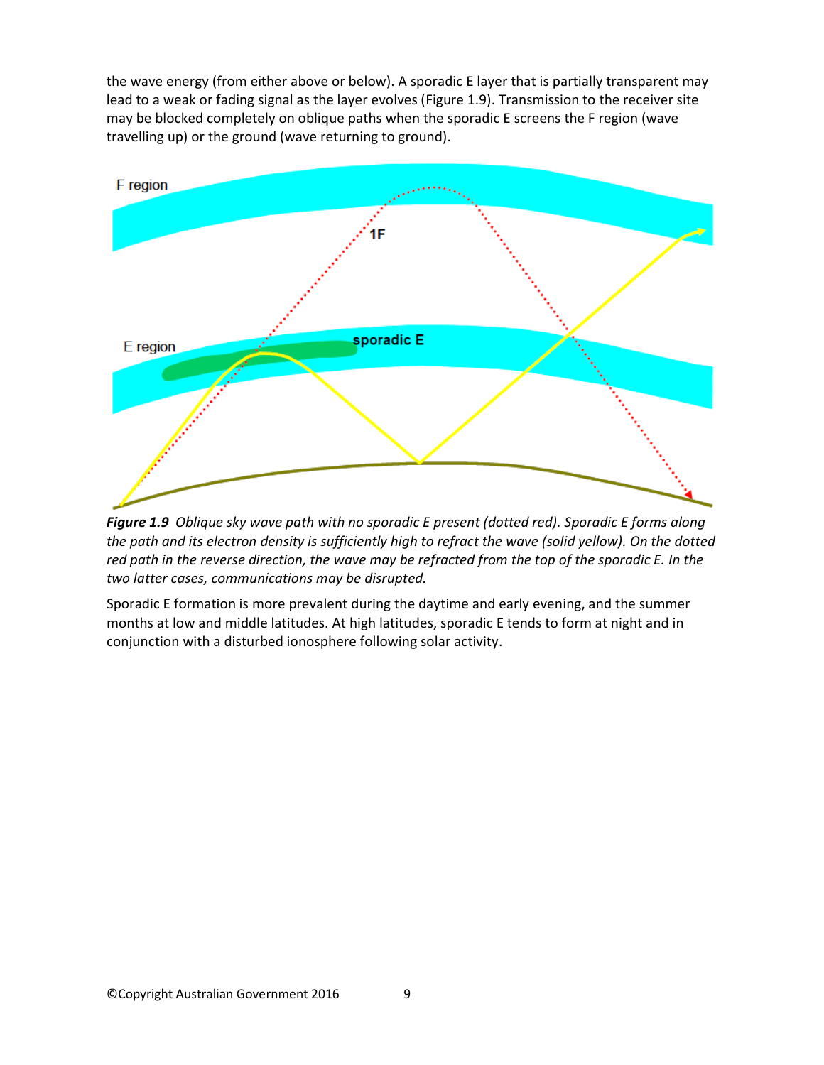the wave energy (from either above or below). A sporadic E layer that is partially transparent may lead to a weak or fading signal as the layer evolves (Figure 1.9). Transmission to the receiver site may be blocked completely on oblique paths when the sporadic E screens the F region (wave travelling up) or the ground (wave returning to ground).

***Figure 1.9*** *Oblique sky wave path with no sporadic E present (dotted red). Sporadic E forms along the path and its electron density is sufficiently high to refract the wave (solid yellow). On the dotted red path in the reverse direction, the wave may be refracted from the top of the sporadic E. In the two latter cases, communications may be disrupted.*

Sporadic E formation is more prevalent during the daytime and early evening, and the summer months at low and middle latitudes. At high latitudes, sporadic E tends to form at night and in conjunction with a disturbed ionosphere following solar activity.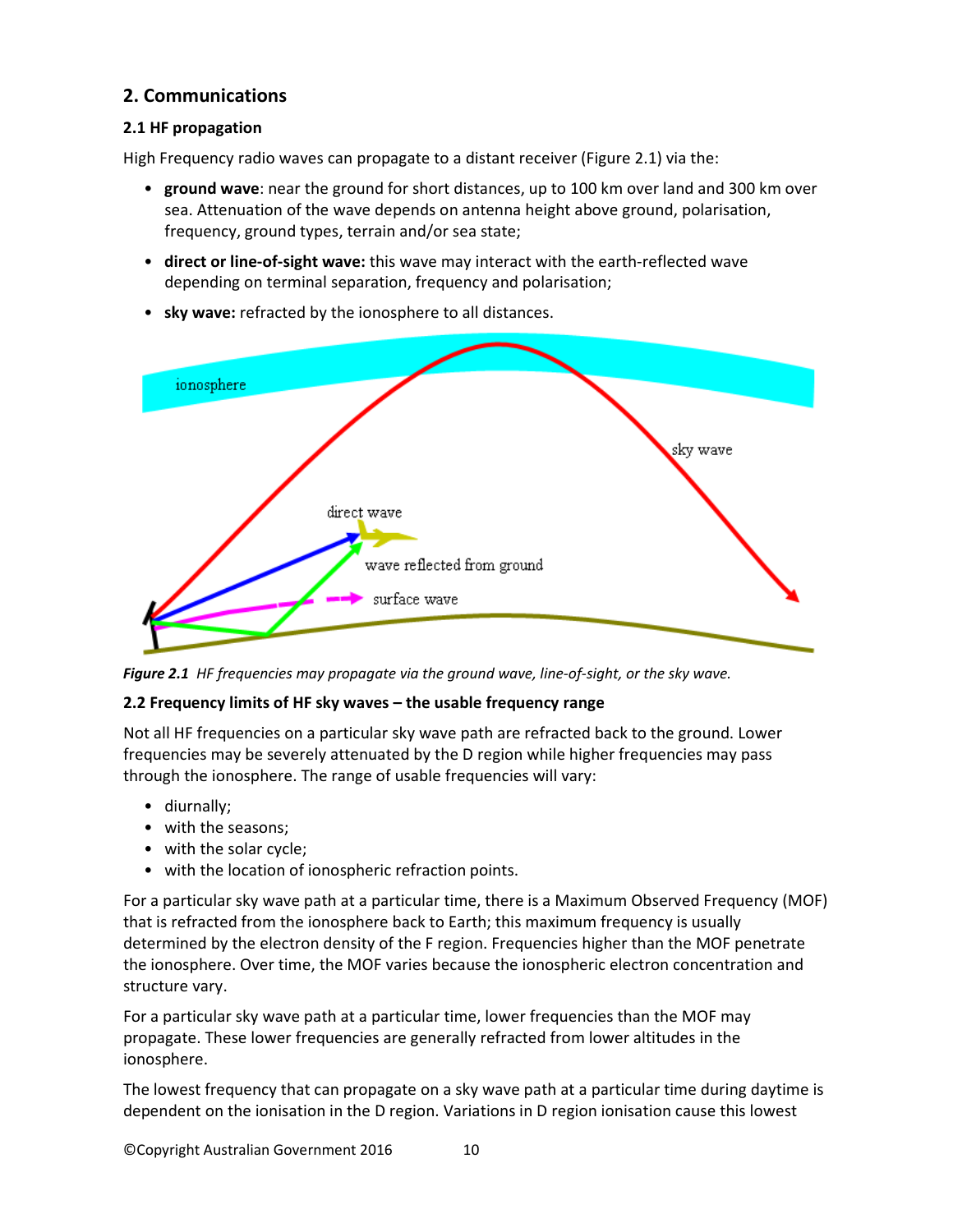## 2. Communications

### 2.1 HF propagation

High Frequency radio waves can propagate to a distant receiver (Figure 2.1) via the:

- **ground wave**: near the ground for short distances, up to 100 km over land and 300 km over sea. Attenuation of the wave depends on antenna height above ground, polarisation, frequency, ground types, terrain and/or sea state;
- **direct or line-of-sight wave:** this wave may interact with the earth-reflected wave depending on terminal separation, frequency and polarisation;
- **sky wave:** refracted by the ionosphere to all distances.

***Figure 2.1*** *HF frequencies may propagate via the ground wave, line-of-sight, or the sky wave.*

### 2.2 Frequency limits of HF sky waves – the usable frequency range

Not all HF frequencies on a particular sky wave path are refracted back to the ground. Lower frequencies may be severely attenuated by the D region while higher frequencies may pass through the ionosphere. The range of usable frequencies will vary:

- diurnally;
- with the seasons;
- with the solar cycle;
- with the location of ionospheric refraction points.

For a particular sky wave path at a particular time, there is a Maximum Observed Frequency (MOF) that is refracted from the ionosphere back to Earth; this maximum frequency is usually determined by the electron density of the F region. Frequencies higher than the MOF penetrate the ionosphere. Over time, the MOF varies because the ionospheric electron concentration and structure vary.

For a particular sky wave path at a particular time, lower frequencies than the MOF may propagate. These lower frequencies are generally refracted from lower altitudes in the ionosphere.

The lowest frequency that can propagate on a sky wave path at a particular time during daytime is dependent on the ionisation in the D region. Variations in D region ionisation cause this lowest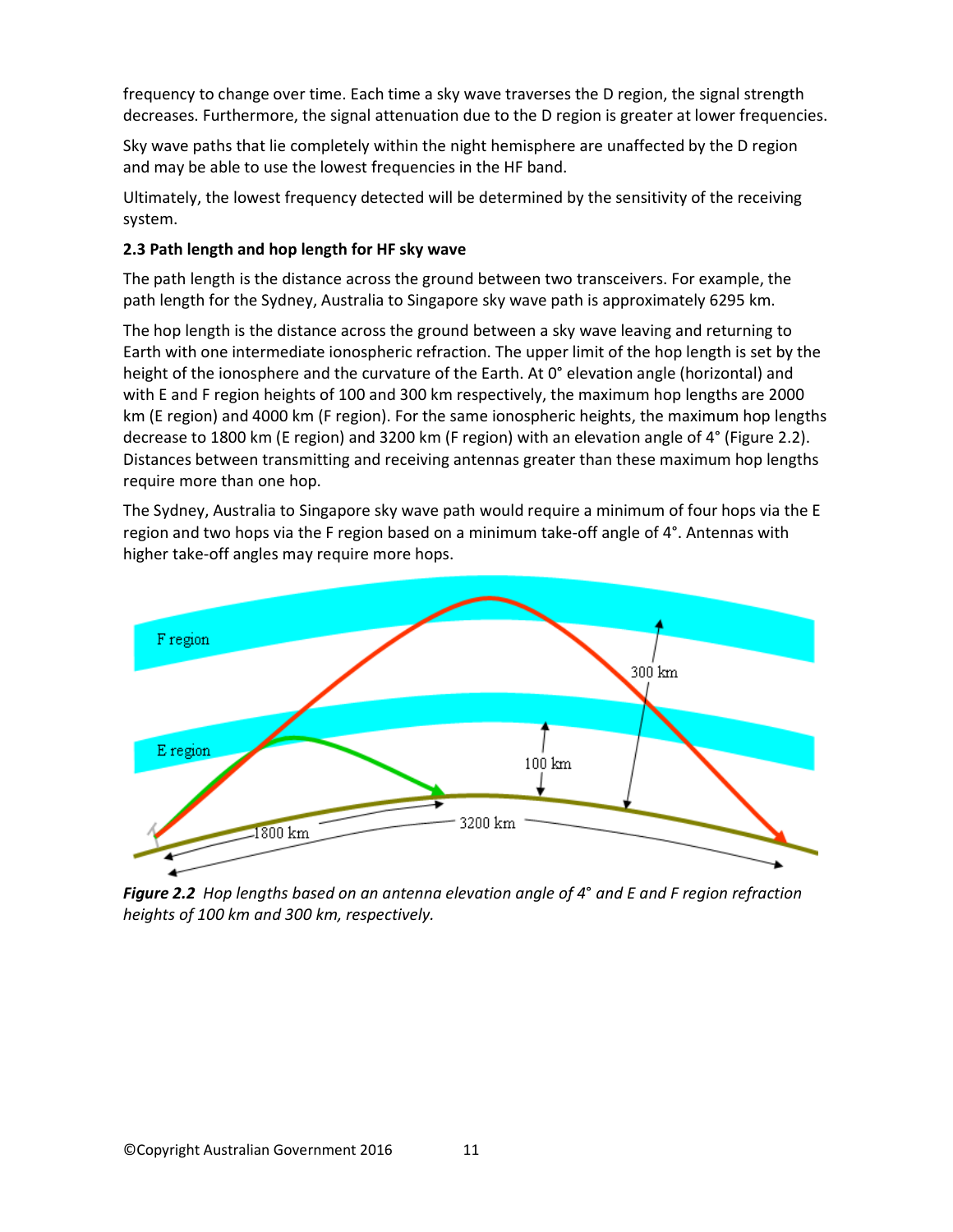frequency to change over time. Each time a sky wave traverses the D region, the signal strength decreases. Furthermore, the signal attenuation due to the D region is greater at lower frequencies.

Sky wave paths that lie completely within the night hemisphere are unaffected by the D region and may be able to use the lowest frequencies in the HF band.

Ultimately, the lowest frequency detected will be determined by the sensitivity of the receiving system.

### 2.3 Path length and hop length for HF sky wave

The path length is the distance across the ground between two transceivers. For example, the path length for the Sydney, Australia to Singapore sky wave path is approximately 6295 km.

The hop length is the distance across the ground between a sky wave leaving and returning to Earth with one intermediate ionospheric refraction. The upper limit of the hop length is set by the height of the ionosphere and the curvature of the Earth. At 0° elevation angle (horizontal) and with E and F region heights of 100 and 300 km respectively, the maximum hop lengths are 2000 km (E region) and 4000 km (F region). For the same ionospheric heights, the maximum hop lengths decrease to 1800 km (E region) and 3200 km (F region) with an elevation angle of 4° (Figure 2.2). Distances between transmitting and receiving antennas greater than these maximum hop lengths require more than one hop.

The Sydney, Australia to Singapore sky wave path would require a minimum of four hops via the E region and two hops via the F region based on a minimum take-off angle of 4°. Antennas with higher take-off angles may require more hops.

***Figure 2.2*** *Hop lengths based on an antenna elevation angle of 4° and E and F region refraction heights of 100 km and 300 km, respectively.*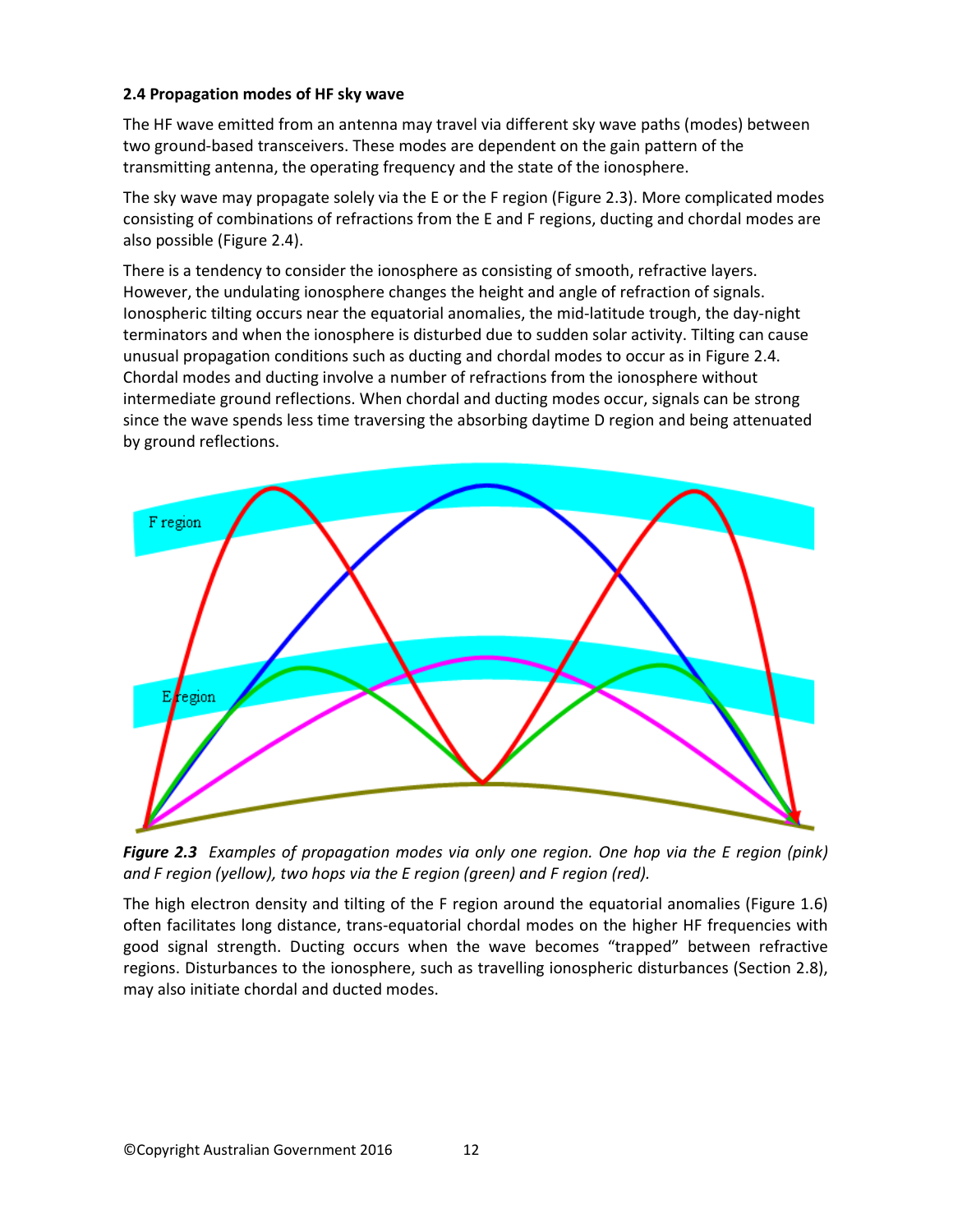### 2.4 Propagation modes of HF sky wave

The HF wave emitted from an antenna may travel via different sky wave paths (modes) between two ground-based transceivers. These modes are dependent on the gain pattern of the transmitting antenna, the operating frequency and the state of the ionosphere.

The sky wave may propagate solely via the E or the F region (Figure 2.3). More complicated modes consisting of combinations of refractions from the E and F regions, ducting and chordal modes are also possible (Figure 2.4).

There is a tendency to consider the ionosphere as consisting of smooth, refractive layers. However, the undulating ionosphere changes the height and angle of refraction of signals. Ionospheric tilting occurs near the equatorial anomalies, the mid-latitude trough, the day-night terminators and when the ionosphere is disturbed due to sudden solar activity. Tilting can cause unusual propagation conditions such as ducting and chordal modes to occur as in Figure 2.4. Chordal modes and ducting involve a number of refractions from the ionosphere without intermediate ground reflections. When chordal and ducting modes occur, signals can be strong since the wave spends less time traversing the absorbing daytime D region and being attenuated by ground reflections.

***Figure 2.3*** *Examples of propagation modes via only one region. One hop via the E region (pink) and F region (yellow), two hops via the E region (green) and F region (red).*

The high electron density and tilting of the F region around the equatorial anomalies (Figure 1.6) often facilitates long distance, trans-equatorial chordal modes on the higher HF frequencies with good signal strength. Ducting occurs when the wave becomes "trapped" between refractive regions. Disturbances to the ionosphere, such as travelling ionospheric disturbances (Section 2.8), may also initiate chordal and ducted modes.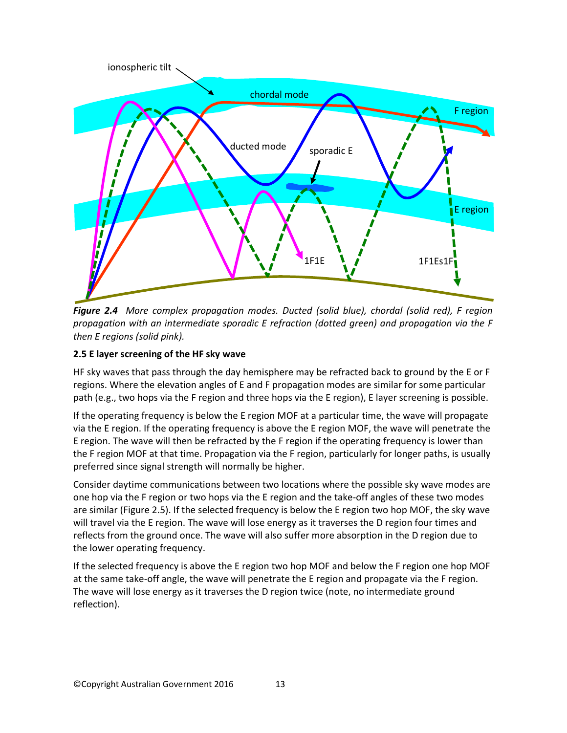***Figure 2.4*** *More complex propagation modes. Ducted (solid blue), chordal (solid red), F region propagation with an intermediate sporadic E refraction (dotted green) and propagation via the F then E regions (solid pink).*

### 2.5 E layer screening of the HF sky wave

HF sky waves that pass through the day hemisphere may be refracted back to ground by the E or F regions. Where the elevation angles of E and F propagation modes are similar for some particular path (e.g., two hops via the F region and three hops via the E region), E layer screening is possible.

If the operating frequency is below the E region MOF at a particular time, the wave will propagate via the E region. If the operating frequency is above the E region MOF, the wave will penetrate the E region. The wave will then be refracted by the F region if the operating frequency is lower than the F region MOF at that time. Propagation via the F region, particularly for longer paths, is usually preferred since signal strength will normally be higher.

Consider daytime communications between two locations where the possible sky wave modes are one hop via the F region or two hops via the E region and the take-off angles of these two modes are similar (Figure 2.5). If the selected frequency is below the E region two hop MOF, the sky wave will travel via the E region. The wave will lose energy as it traverses the D region four times and reflects from the ground once. The wave will also suffer more absorption in the D region due to the lower operating frequency.

If the selected frequency is above the E region two hop MOF and below the F region one hop MOF at the same take-off angle, the wave will penetrate the E region and propagate via the F region. The wave will lose energy as it traverses the D region twice (note, no intermediate ground reflection).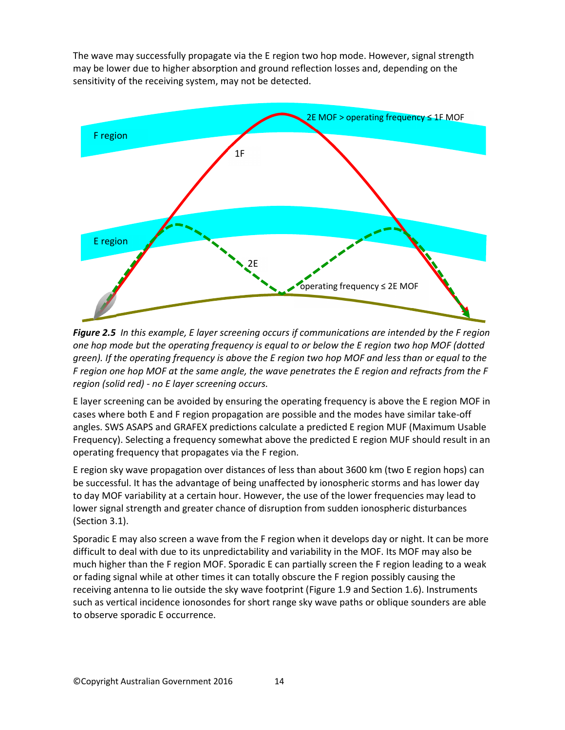The wave may successfully propagate via the E region two hop mode. However, signal strength may be lower due to higher absorption and ground reflection losses and, depending on the sensitivity of the receiving system, may not be detected.

***Figure 2.5*** *In this example, E layer screening occurs if communications are intended by the F region one hop mode but the operating frequency is equal to or below the E region two hop MOF (dotted green). If the operating frequency is above the E region two hop MOF and less than or equal to the F region one hop MOF at the same angle, the wave penetrates the E region and refracts from the F region (solid red) - no E layer screening occurs.*

E layer screening can be avoided by ensuring the operating frequency is above the E region MOF in cases where both E and F region propagation are possible and the modes have similar take-off angles. SWS ASAPS and GRAFEX predictions calculate a predicted E region MUF (Maximum Usable Frequency). Selecting a frequency somewhat above the predicted E region MUF should result in an operating frequency that propagates via the F region.

E region sky wave propagation over distances of less than about 3600 km (two E region hops) can be successful. It has the advantage of being unaffected by ionospheric storms and has lower day to day MOF variability at a certain hour. However, the use of the lower frequencies may lead to lower signal strength and greater chance of disruption from sudden ionospheric disturbances (Section 3.1).

Sporadic E may also screen a wave from the F region when it develops day or night. It can be more difficult to deal with due to its unpredictability and variability in the MOF. Its MOF may also be much higher than the F region MOF. Sporadic E can partially screen the F region leading to a weak or fading signal while at other times it can totally obscure the F region possibly causing the receiving antenna to lie outside the sky wave footprint (Figure 1.9 and Section 1.6). Instruments such as vertical incidence ionosondes for short range sky wave paths or oblique sounders are able to observe sporadic E occurrence.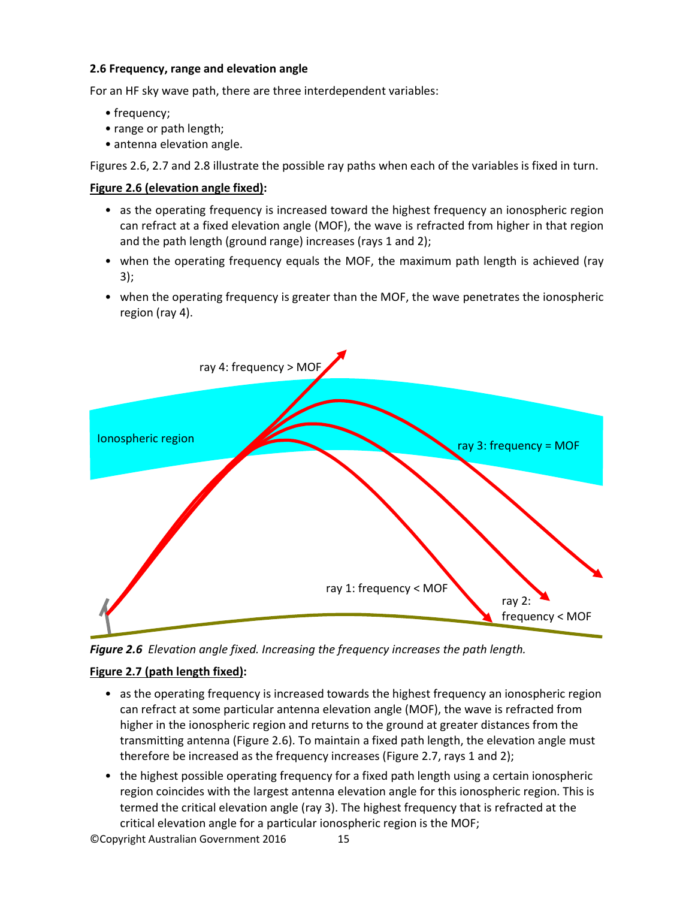**2.6 Frequency, range and elevation angle**

For an HF sky wave path, there are three interdependent variables:

- frequency;
- range or path length;
- antenna elevation angle.

Figures 2.6, 2.7 and 2.8 illustrate the possible ray paths when each of the variables is fixed in turn.

**Figure 2.6 (elevation angle fixed):**

- as the operating frequency is increased toward the highest frequency an ionospheric region can refract at a fixed elevation angle (MOF), the wave is refracted from higher in that region and the path length (ground range) increases (rays 1 and 2);
- when the operating frequency equals the MOF, the maximum path length is achieved (ray 3);
- when the operating frequency is greater than the MOF, the wave penetrates the ionospheric region (ray 4).

***Figure 2.6*** *Elevation angle fixed. Increasing the frequency increases the path length.*

**Figure 2.7 (path length fixed):**

- as the operating frequency is increased towards the highest frequency an ionospheric region can refract at some particular antenna elevation angle (MOF), the wave is refracted from higher in the ionospheric region and returns to the ground at greater distances from the transmitting antenna (Figure 2.6). To maintain a fixed path length, the elevation angle must therefore be increased as the frequency increases (Figure 2.7, rays 1 and 2);
- the highest possible operating frequency for a fixed path length using a certain ionospheric region coincides with the largest antenna elevation angle for this ionospheric region. This is termed the critical elevation angle (ray 3). The highest frequency that is refracted at the critical elevation angle for a particular ionospheric region is the MOF;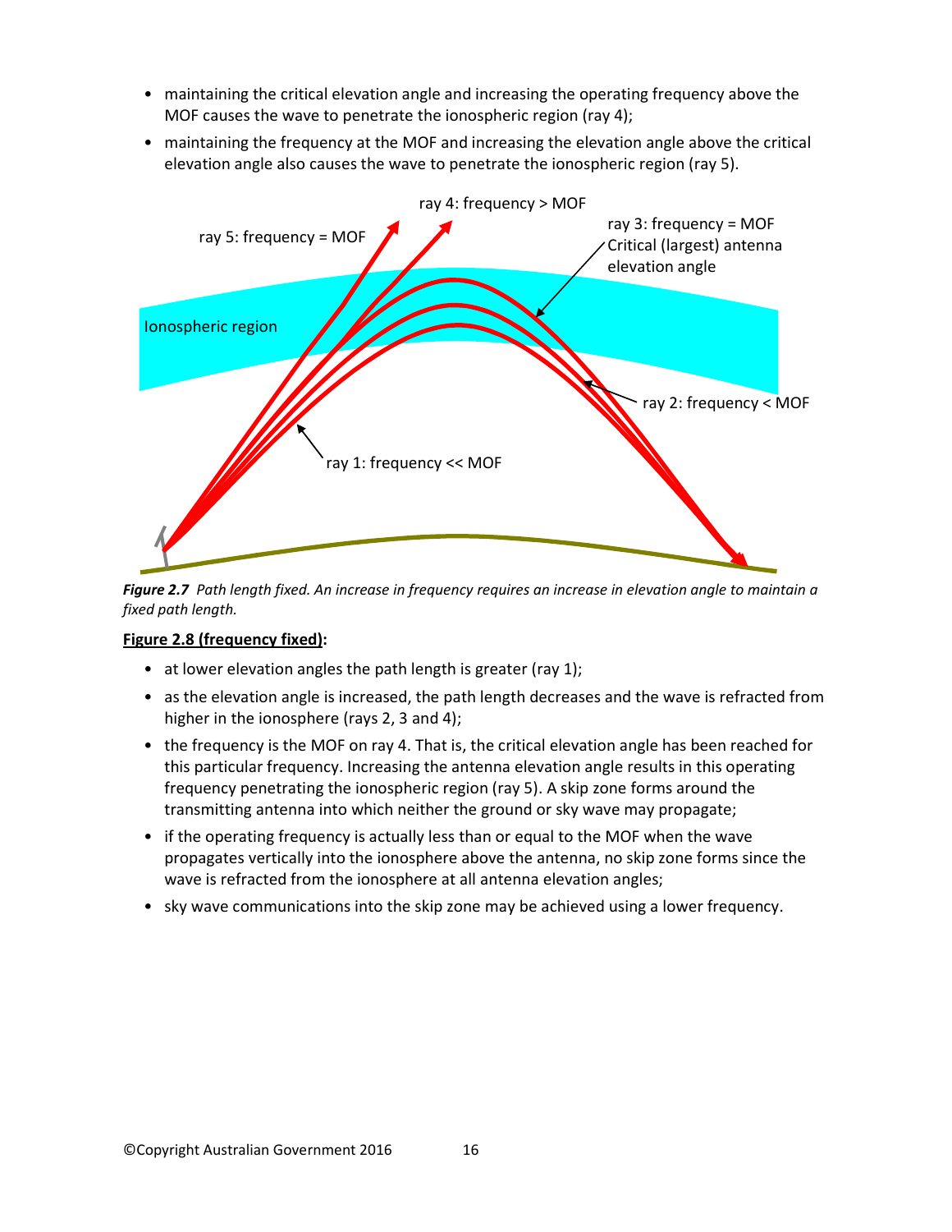- maintaining the critical elevation angle and increasing the operating frequency above the MOF causes the wave to penetrate the ionospheric region (ray 4);
- maintaining the frequency at the MOF and increasing the elevation angle above the critical elevation angle also causes the wave to penetrate the ionospheric region (ray 5).

***Figure 2.7*** *Path length fixed. An increase in frequency requires an increase in elevation angle to maintain a fixed path length.*

**Figure 2.8 (frequency fixed):**

- at lower elevation angles the path length is greater (ray 1);
- as the elevation angle is increased, the path length decreases and the wave is refracted from higher in the ionosphere (rays 2, 3 and 4);
- the frequency is the MOF on ray 4. That is, the critical elevation angle has been reached for this particular frequency. Increasing the antenna elevation angle results in this operating frequency penetrating the ionospheric region (ray 5). A skip zone forms around the transmitting antenna into which neither the ground or sky wave may propagate;
- if the operating frequency is actually less than or equal to the MOF when the wave propagates vertically into the ionosphere above the antenna, no skip zone forms since the wave is refracted from the ionosphere at all antenna elevation angles;
- sky wave communications into the skip zone may be achieved using a lower frequency.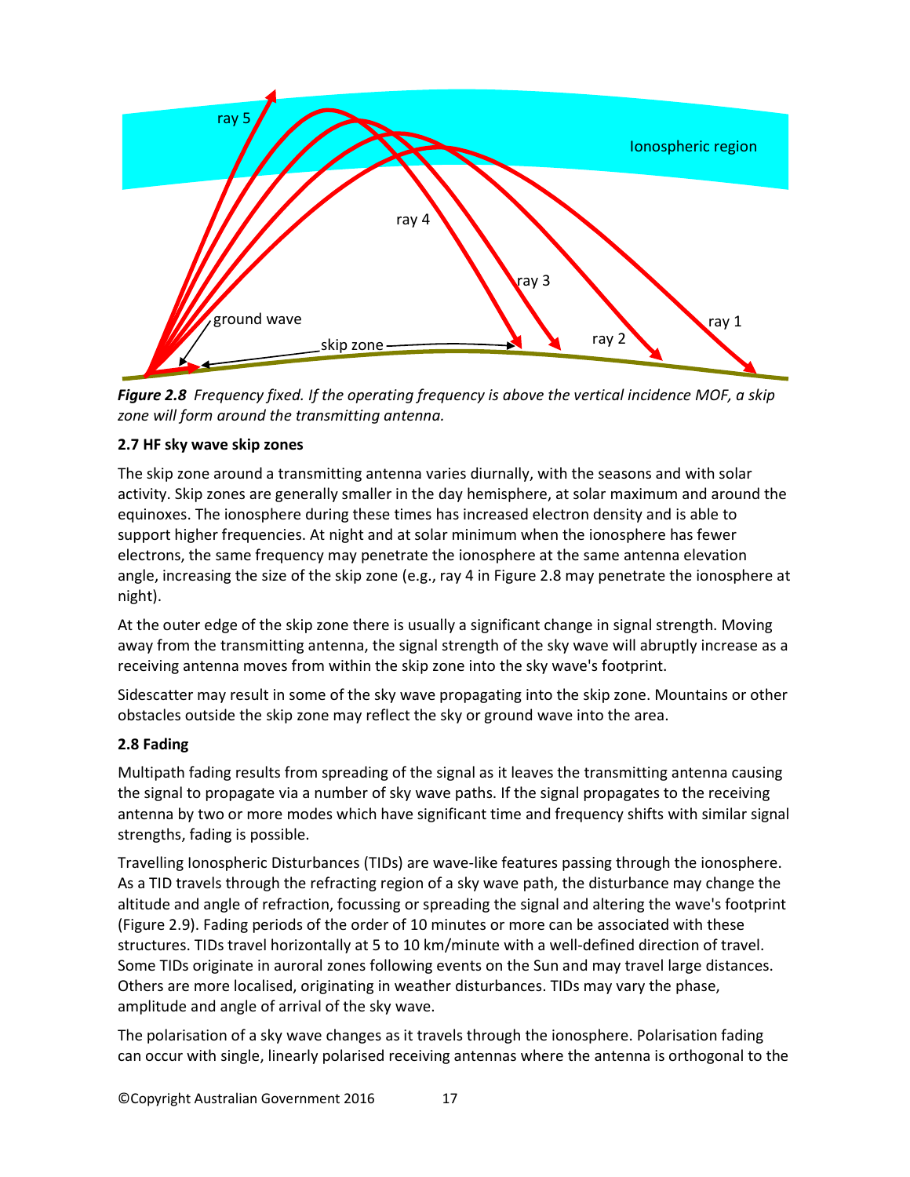*Figure 2.8 Frequency fixed. If the operating frequency is above the vertical incidence MOF, a skip zone will form around the transmitting antenna.*

### 2.7 HF sky wave skip zones

The skip zone around a transmitting antenna varies diurnally, with the seasons and with solar activity. Skip zones are generally smaller in the day hemisphere, at solar maximum and around the equinoxes. The ionosphere during these times has increased electron density and is able to support higher frequencies. At night and at solar minimum when the ionosphere has fewer electrons, the same frequency may penetrate the ionosphere at the same antenna elevation angle, increasing the size of the skip zone (e.g., ray 4 in Figure 2.8 may penetrate the ionosphere at night).

At the outer edge of the skip zone there is usually a significant change in signal strength. Moving away from the transmitting antenna, the signal strength of the sky wave will abruptly increase as a receiving antenna moves from within the skip zone into the sky wave's footprint.

Sidescatter may result in some of the sky wave propagating into the skip zone. Mountains or other obstacles outside the skip zone may reflect the sky or ground wave into the area.

### 2.8 Fading

Multipath fading results from spreading of the signal as it leaves the transmitting antenna causing the signal to propagate via a number of sky wave paths. If the signal propagates to the receiving antenna by two or more modes which have significant time and frequency shifts with similar signal strengths, fading is possible.

Travelling Ionospheric Disturbances (TIDs) are wave-like features passing through the ionosphere. As a TID travels through the refracting region of a sky wave path, the disturbance may change the altitude and angle of refraction, focussing or spreading the signal and altering the wave's footprint (Figure 2.9). Fading periods of the order of 10 minutes or more can be associated with these structures. TIDs travel horizontally at 5 to 10 km/minute with a well-defined direction of travel. Some TIDs originate in auroral zones following events on the Sun and may travel large distances. Others are more localised, originating in weather disturbances. TIDs may vary the phase, amplitude and angle of arrival of the sky wave.

The polarisation of a sky wave changes as it travels through the ionosphere. Polarisation fading can occur with single, linearly polarised receiving antennas where the antenna is orthogonal to the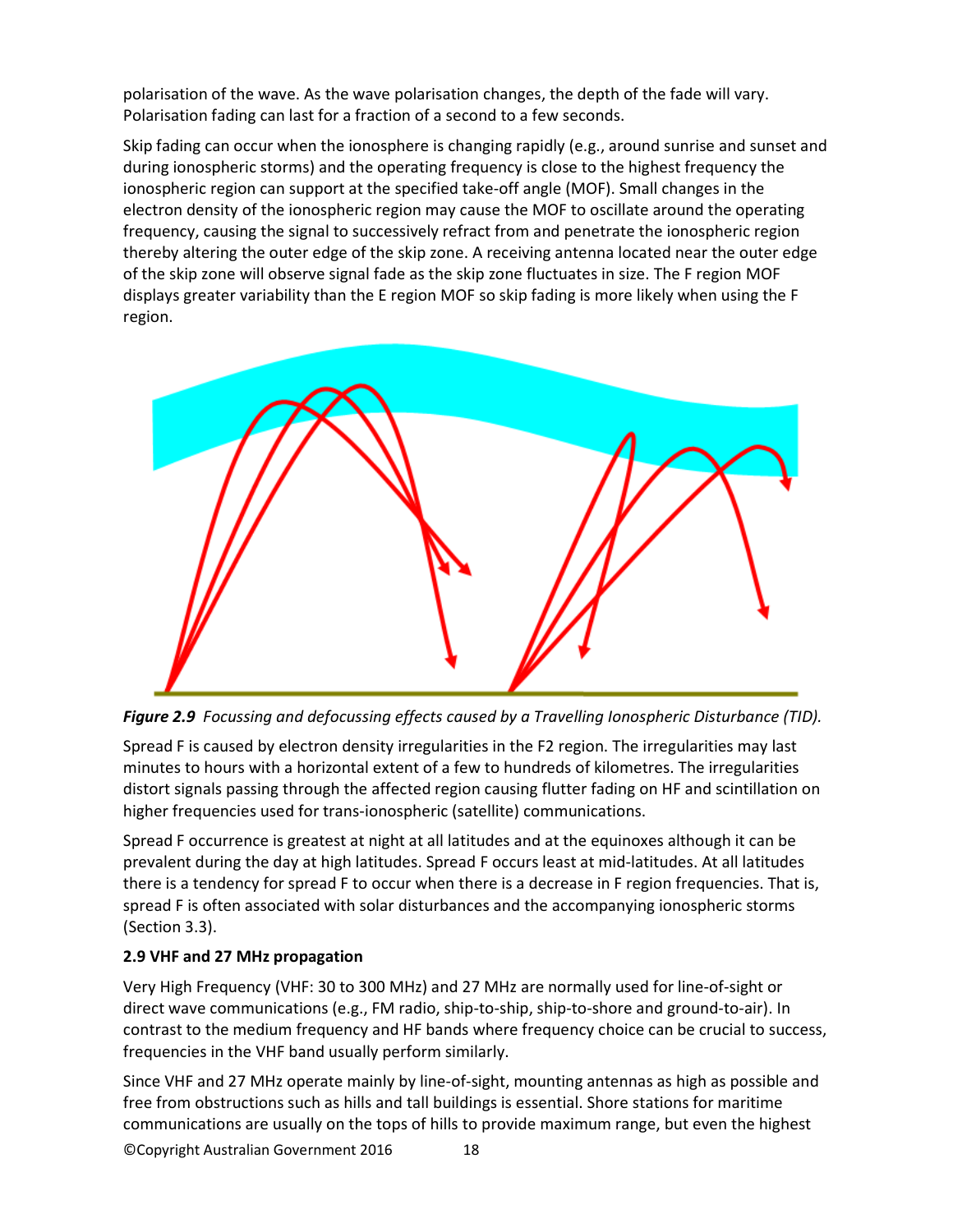polarisation of the wave. As the wave polarisation changes, the depth of the fade will vary. Polarisation fading can last for a fraction of a second to a few seconds.

Skip fading can occur when the ionosphere is changing rapidly (e.g., around sunrise and sunset and during ionospheric storms) and the operating frequency is close to the highest frequency the ionospheric region can support at the specified take-off angle (MOF). Small changes in the electron density of the ionospheric region may cause the MOF to oscillate around the operating frequency, causing the signal to successively refract from and penetrate the ionospheric region thereby altering the outer edge of the skip zone. A receiving antenna located near the outer edge of the skip zone will observe signal fade as the skip zone fluctuates in size. The F region MOF displays greater variability than the E region MOF so skip fading is more likely when using the F region.

***Figure 2.9*** *Focussing and defocussing effects caused by a Travelling Ionospheric Disturbance (TID).*

Spread F is caused by electron density irregularities in the F2 region. The irregularities may last minutes to hours with a horizontal extent of a few to hundreds of kilometres. The irregularities distort signals passing through the affected region causing flutter fading on HF and scintillation on higher frequencies used for trans-ionospheric (satellite) communications.

Spread F occurrence is greatest at night at all latitudes and at the equinoxes although it can be prevalent during the day at high latitudes. Spread F occurs least at mid-latitudes. At all latitudes there is a tendency for spread F to occur when there is a decrease in F region frequencies. That is, spread F is often associated with solar disturbances and the accompanying ionospheric storms (Section 3.3).

### 2.9 VHF and 27 MHz propagation

Very High Frequency (VHF: 30 to 300 MHz) and 27 MHz are normally used for line-of-sight or direct wave communications (e.g., FM radio, ship-to-ship, ship-to-shore and ground-to-air). In contrast to the medium frequency and HF bands where frequency choice can be crucial to success, frequencies in the VHF band usually perform similarly.

Since VHF and 27 MHz operate mainly by line-of-sight, mounting antennas as high as possible and free from obstructions such as hills and tall buildings is essential. Shore stations for maritime communications are usually on the tops of hills to provide maximum range, but even the highest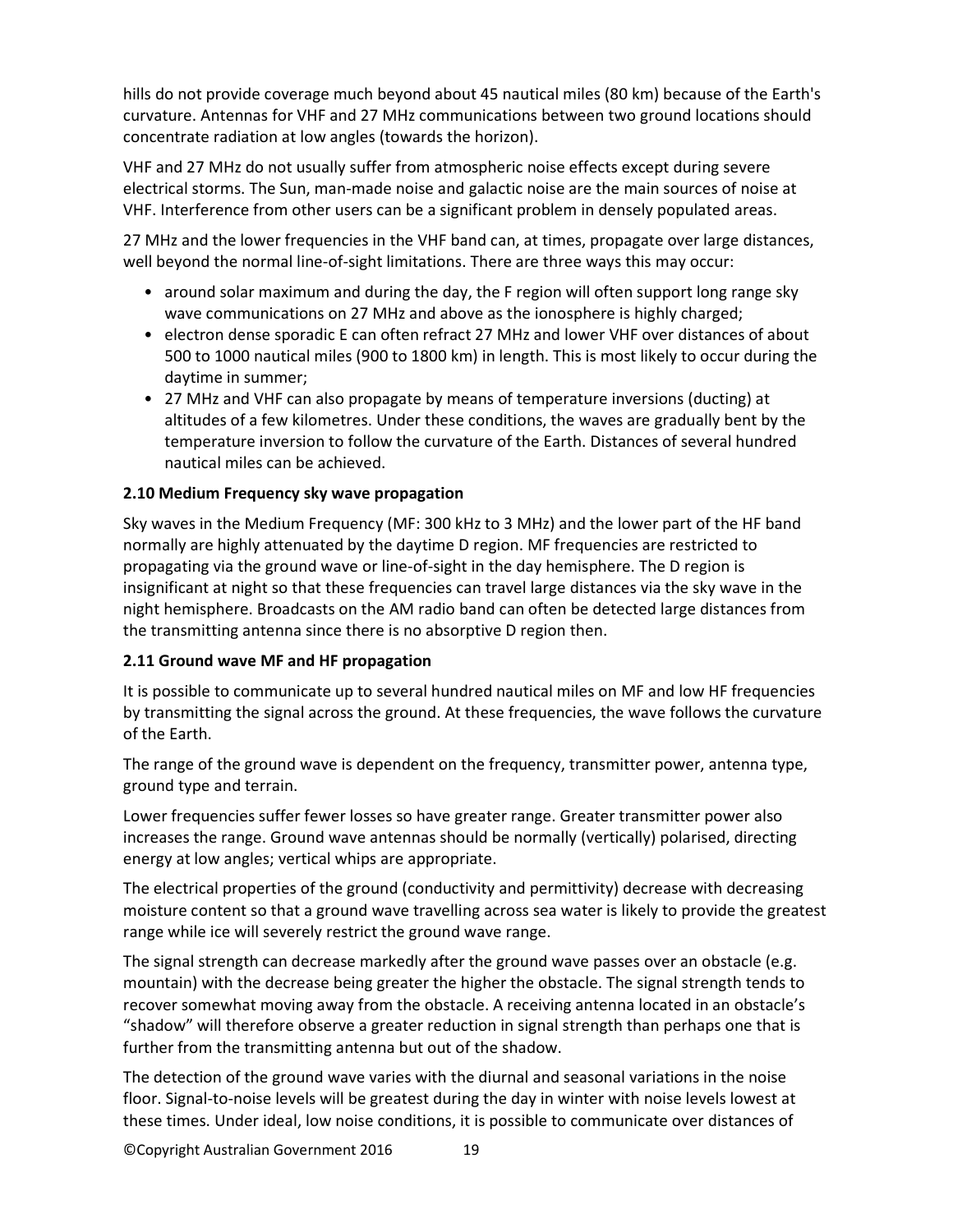hills do not provide coverage much beyond about 45 nautical miles (80 km) because of the Earth's curvature. Antennas for VHF and 27 MHz communications between two ground locations should concentrate radiation at low angles (towards the horizon).

VHF and 27 MHz do not usually suffer from atmospheric noise effects except during severe electrical storms. The Sun, man-made noise and galactic noise are the main sources of noise at VHF. Interference from other users can be a significant problem in densely populated areas.

27 MHz and the lower frequencies in the VHF band can, at times, propagate over large distances, well beyond the normal line-of-sight limitations. There are three ways this may occur:

- around solar maximum and during the day, the F region will often support long range sky wave communications on 27 MHz and above as the ionosphere is highly charged;
- electron dense sporadic E can often refract 27 MHz and lower VHF over distances of about 500 to 1000 nautical miles (900 to 1800 km) in length. This is most likely to occur during the daytime in summer;
- 27 MHz and VHF can also propagate by means of temperature inversions (ducting) at altitudes of a few kilometres. Under these conditions, the waves are gradually bent by the temperature inversion to follow the curvature of the Earth. Distances of several hundred nautical miles can be achieved.

### 2.10 Medium Frequency sky wave propagation

Sky waves in the Medium Frequency (MF: 300 kHz to 3 MHz) and the lower part of the HF band normally are highly attenuated by the daytime D region. MF frequencies are restricted to propagating via the ground wave or line-of-sight in the day hemisphere. The D region is insignificant at night so that these frequencies can travel large distances via the sky wave in the night hemisphere. Broadcasts on the AM radio band can often be detected large distances from the transmitting antenna since there is no absorptive D region then.

### 2.11 Ground wave MF and HF propagation

It is possible to communicate up to several hundred nautical miles on MF and low HF frequencies by transmitting the signal across the ground. At these frequencies, the wave follows the curvature of the Earth.

The range of the ground wave is dependent on the frequency, transmitter power, antenna type, ground type and terrain.

Lower frequencies suffer fewer losses so have greater range. Greater transmitter power also increases the range. Ground wave antennas should be normally (vertically) polarised, directing energy at low angles; vertical whips are appropriate.

The electrical properties of the ground (conductivity and permittivity) decrease with decreasing moisture content so that a ground wave travelling across sea water is likely to provide the greatest range while ice will severely restrict the ground wave range.

The signal strength can decrease markedly after the ground wave passes over an obstacle (e.g. mountain) with the decrease being greater the higher the obstacle. The signal strength tends to recover somewhat moving away from the obstacle. A receiving antenna located in an obstacle's "shadow" will therefore observe a greater reduction in signal strength than perhaps one that is further from the transmitting antenna but out of the shadow.

The detection of the ground wave varies with the diurnal and seasonal variations in the noise floor. Signal-to-noise levels will be greatest during the day in winter with noise levels lowest at these times. Under ideal, low noise conditions, it is possible to communicate over distances of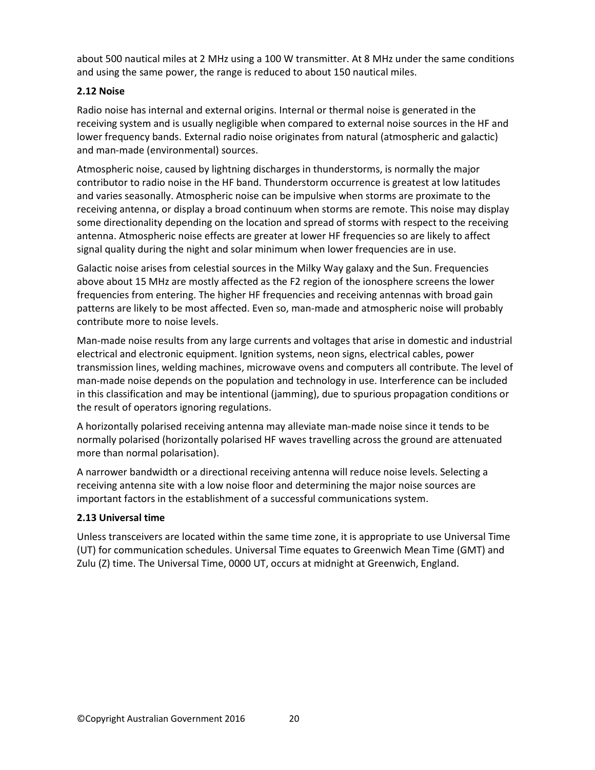about 500 nautical miles at 2 MHz using a 100 W transmitter. At 8 MHz under the same conditions and using the same power, the range is reduced to about 150 nautical miles.

### 2.12 Noise

Radio noise has internal and external origins. Internal or thermal noise is generated in the receiving system and is usually negligible when compared to external noise sources in the HF and lower frequency bands. External radio noise originates from natural (atmospheric and galactic) and man-made (environmental) sources.

Atmospheric noise, caused by lightning discharges in thunderstorms, is normally the major contributor to radio noise in the HF band. Thunderstorm occurrence is greatest at low latitudes and varies seasonally. Atmospheric noise can be impulsive when storms are proximate to the receiving antenna, or display a broad continuum when storms are remote. This noise may display some directionality depending on the location and spread of storms with respect to the receiving antenna. Atmospheric noise effects are greater at lower HF frequencies so are likely to affect signal quality during the night and solar minimum when lower frequencies are in use.

Galactic noise arises from celestial sources in the Milky Way galaxy and the Sun. Frequencies above about 15 MHz are mostly affected as the F2 region of the ionosphere screens the lower frequencies from entering. The higher HF frequencies and receiving antennas with broad gain patterns are likely to be most affected. Even so, man-made and atmospheric noise will probably contribute more to noise levels.

Man-made noise results from any large currents and voltages that arise in domestic and industrial electrical and electronic equipment. Ignition systems, neon signs, electrical cables, power transmission lines, welding machines, microwave ovens and computers all contribute. The level of man-made noise depends on the population and technology in use. Interference can be included in this classification and may be intentional (jamming), due to spurious propagation conditions or the result of operators ignoring regulations.

A horizontally polarised receiving antenna may alleviate man-made noise since it tends to be normally polarised (horizontally polarised HF waves travelling across the ground are attenuated more than normal polarisation).

A narrower bandwidth or a directional receiving antenna will reduce noise levels. Selecting a receiving antenna site with a low noise floor and determining the major noise sources are important factors in the establishment of a successful communications system.

### 2.13 Universal time

Unless transceivers are located within the same time zone, it is appropriate to use Universal Time (UT) for communication schedules. Universal Time equates to Greenwich Mean Time (GMT) and Zulu (Z) time. The Universal Time, 0000 UT, occurs at midnight at Greenwich, England.

©Copyright Australian Government 2016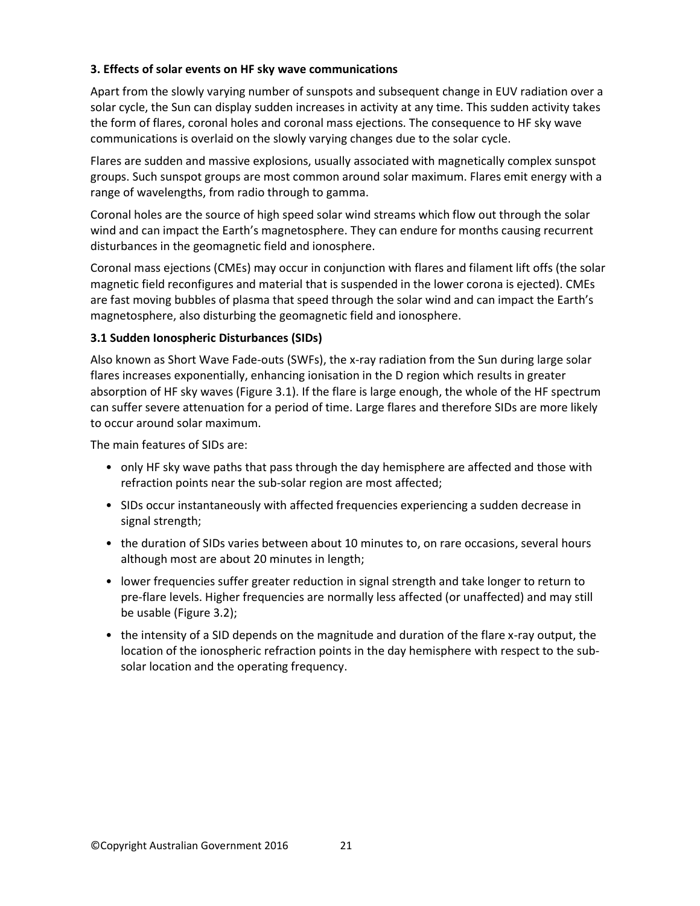## 3. Effects of solar events on HF sky wave communications

Apart from the slowly varying number of sunspots and subsequent change in EUV radiation over a solar cycle, the Sun can display sudden increases in activity at any time. This sudden activity takes the form of flares, coronal holes and coronal mass ejections. The consequence to HF sky wave communications is overlaid on the slowly varying changes due to the solar cycle.

Flares are sudden and massive explosions, usually associated with magnetically complex sunspot groups. Such sunspot groups are most common around solar maximum. Flares emit energy with a range of wavelengths, from radio through to gamma.

Coronal holes are the source of high speed solar wind streams which flow out through the solar wind and can impact the Earth's magnetosphere. They can endure for months causing recurrent disturbances in the geomagnetic field and ionosphere.

Coronal mass ejections (CMEs) may occur in conjunction with flares and filament lift offs (the solar magnetic field reconfigures and material that is suspended in the lower corona is ejected). CMEs are fast moving bubbles of plasma that speed through the solar wind and can impact the Earth's magnetosphere, also disturbing the geomagnetic field and ionosphere.

### 3.1 Sudden Ionospheric Disturbances (SIDs)

Also known as Short Wave Fade-outs (SWFs), the x-ray radiation from the Sun during large solar flares increases exponentially, enhancing ionisation in the D region which results in greater absorption of HF sky waves (Figure 3.1). If the flare is large enough, the whole of the HF spectrum can suffer severe attenuation for a period of time. Large flares and therefore SIDs are more likely to occur around solar maximum.

The main features of SIDs are:

- only HF sky wave paths that pass through the day hemisphere are affected and those with refraction points near the sub-solar region are most affected;
- SIDs occur instantaneously with affected frequencies experiencing a sudden decrease in signal strength;
- the duration of SIDs varies between about 10 minutes to, on rare occasions, several hours although most are about 20 minutes in length;
- lower frequencies suffer greater reduction in signal strength and take longer to return to pre-flare levels. Higher frequencies are normally less affected (or unaffected) and may still be usable (Figure 3.2);
- the intensity of a SID depends on the magnitude and duration of the flare x-ray output, the location of the ionospheric refraction points in the day hemisphere with respect to the sub-solar location and the operating frequency.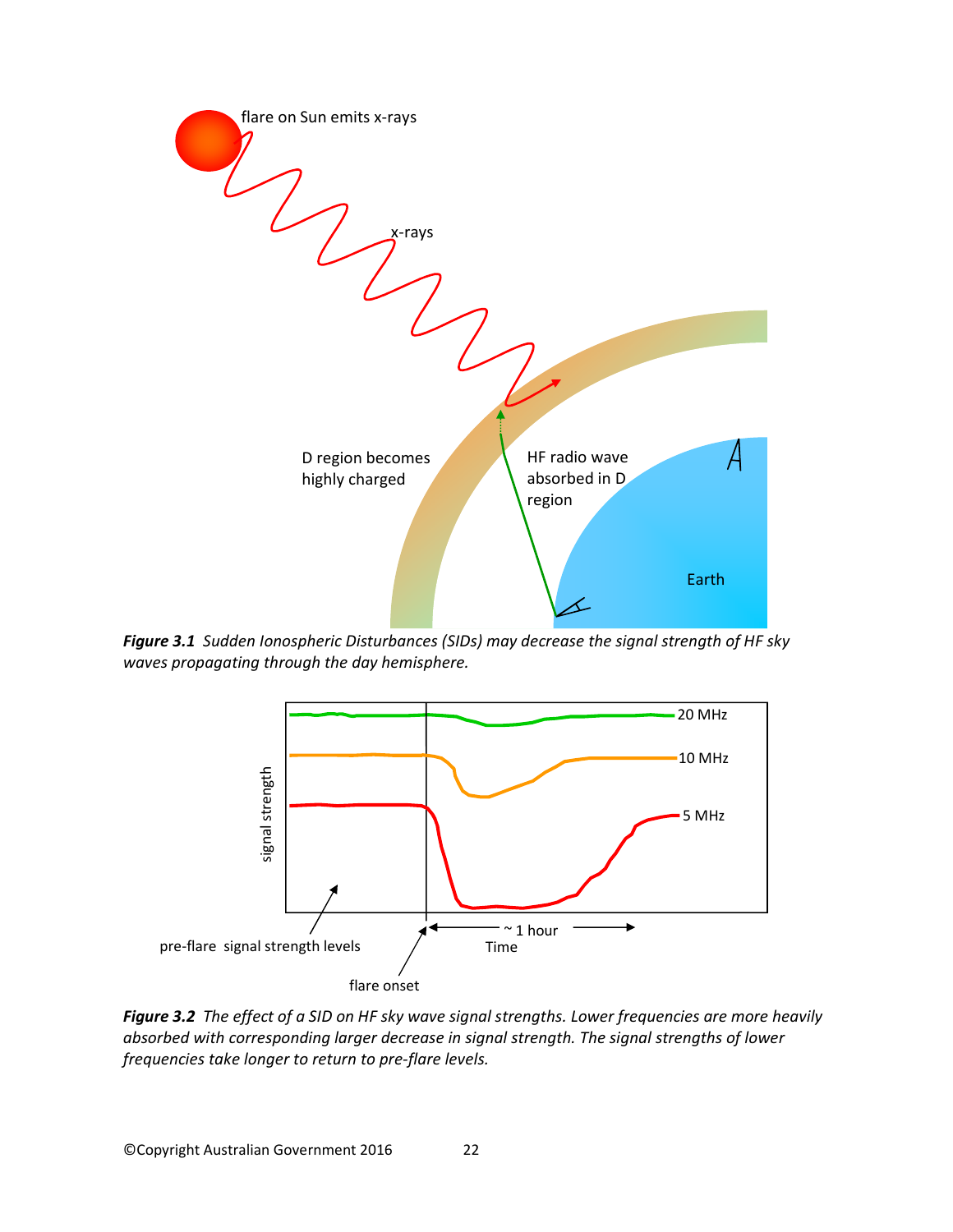***Figure 3.1*** *Sudden Ionospheric Disturbances (SIDs) may decrease the signal strength of HF sky waves propagating through the day hemisphere.*

***Figure 3.2*** *The effect of a SID on HF sky wave signal strengths. Lower frequencies are more heavily absorbed with corresponding larger decrease in signal strength. The signal strengths of lower frequencies take longer to return to pre-flare levels.*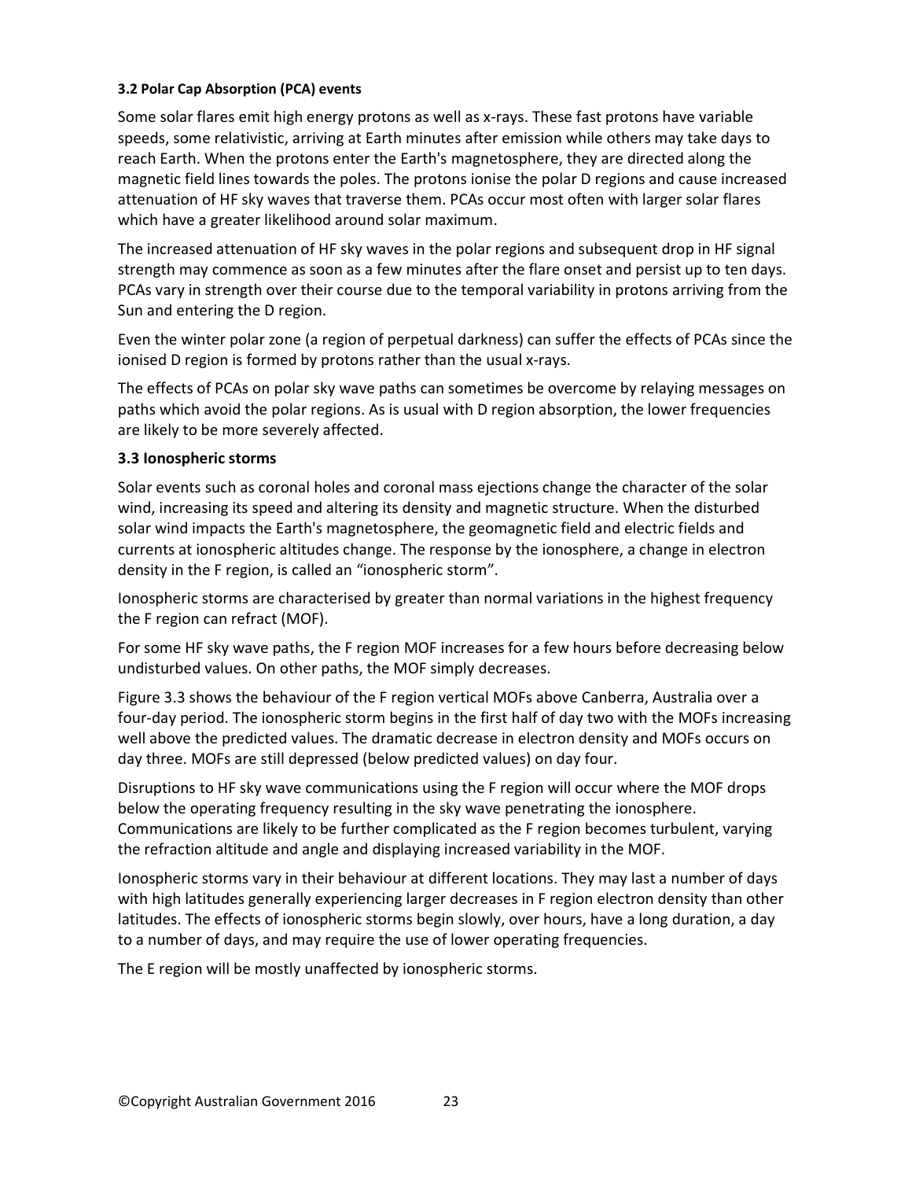### 3.2 Polar Cap Absorption (PCA) events

Some solar flares emit high energy protons as well as x-rays. These fast protons have variable speeds, some relativistic, arriving at Earth minutes after emission while others may take days to reach Earth. When the protons enter the Earth's magnetosphere, they are directed along the magnetic field lines towards the poles. The protons ionise the polar D regions and cause increased attenuation of HF sky waves that traverse them. PCAs occur most often with larger solar flares which have a greater likelihood around solar maximum.

The increased attenuation of HF sky waves in the polar regions and subsequent drop in HF signal strength may commence as soon as a few minutes after the flare onset and persist up to ten days. PCAs vary in strength over their course due to the temporal variability in protons arriving from the Sun and entering the D region.

Even the winter polar zone (a region of perpetual darkness) can suffer the effects of PCAs since the ionised D region is formed by protons rather than the usual x-rays.

The effects of PCAs on polar sky wave paths can sometimes be overcome by relaying messages on paths which avoid the polar regions. As is usual with D region absorption, the lower frequencies are likely to be more severely affected.

### 3.3 Ionospheric storms

Solar events such as coronal holes and coronal mass ejections change the character of the solar wind, increasing its speed and altering its density and magnetic structure. When the disturbed solar wind impacts the Earth's magnetosphere, the geomagnetic field and electric fields and currents at ionospheric altitudes change. The response by the ionosphere, a change in electron density in the F region, is called an "ionospheric storm".

Ionospheric storms are characterised by greater than normal variations in the highest frequency the F region can refract (MOF).

For some HF sky wave paths, the F region MOF increases for a few hours before decreasing below undisturbed values. On other paths, the MOF simply decreases.

Figure 3.3 shows the behaviour of the F region vertical MOFs above Canberra, Australia over a four-day period. The ionospheric storm begins in the first half of day two with the MOFs increasing well above the predicted values. The dramatic decrease in electron density and MOFs occurs on day three. MOFs are still depressed (below predicted values) on day four.

Disruptions to HF sky wave communications using the F region will occur where the MOF drops below the operating frequency resulting in the sky wave penetrating the ionosphere. Communications are likely to be further complicated as the F region becomes turbulent, varying the refraction altitude and angle and displaying increased variability in the MOF.

Ionospheric storms vary in their behaviour at different locations. They may last a number of days with high latitudes generally experiencing larger decreases in F region electron density than other latitudes. The effects of ionospheric storms begin slowly, over hours, have a long duration, a day to a number of days, and may require the use of lower operating frequencies.

The E region will be mostly unaffected by ionospheric storms.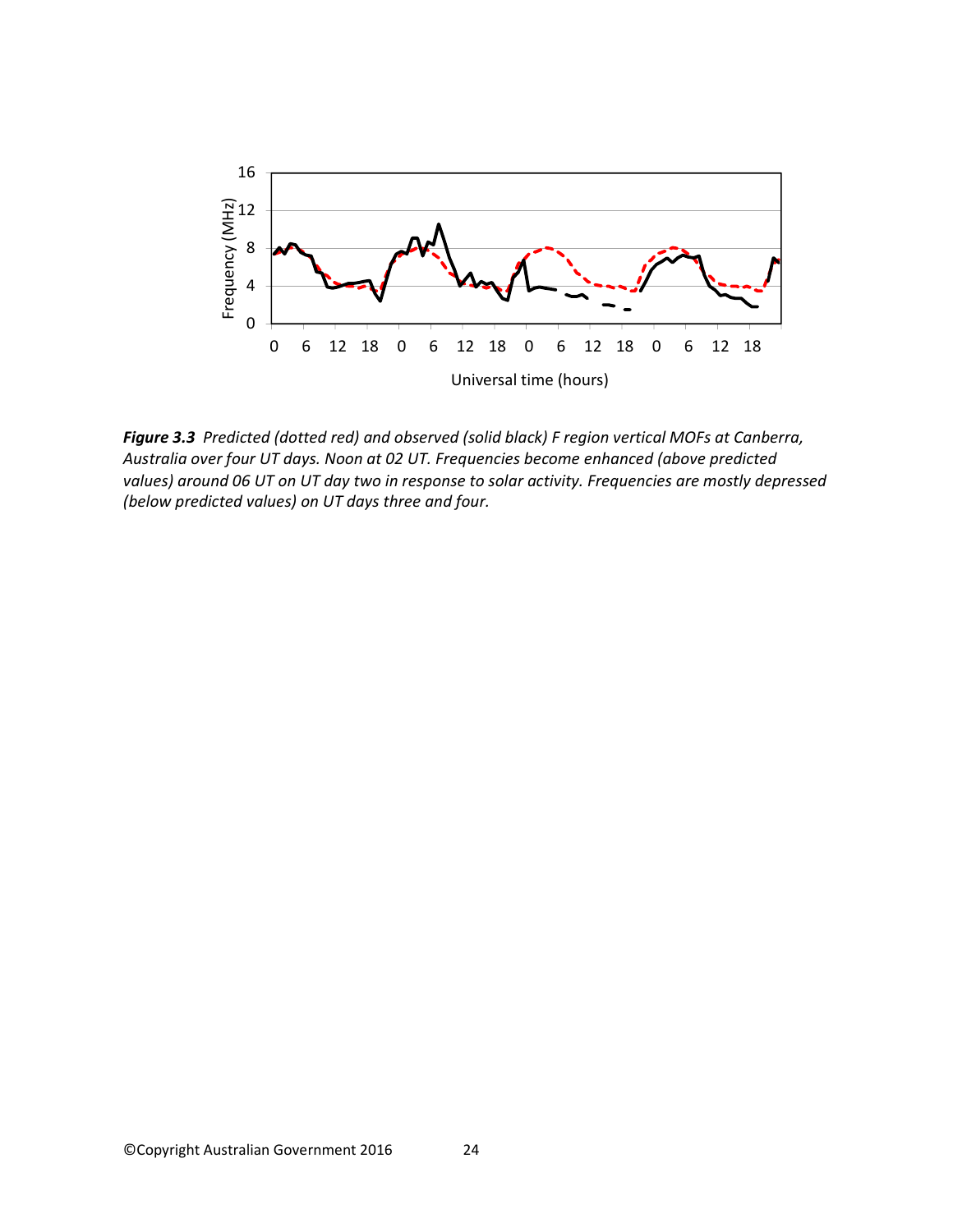16

12

8

4

0

Frequency (MHz)

0 6 12 18 0 6 12 18 0 6 12 18 0 6 12 18

Universal time (hours)

***Figure 3.3*** *Predicted (dotted red) and observed (solid black) F region vertical MOFs at Canberra, Australia over four UT days. Noon at 02 UT. Frequencies become enhanced (above predicted values) around 06 UT on UT day two in response to solar activity. Frequencies are mostly depressed (below predicted values) on UT days three and four.*

©Copyright Australian Government 2016